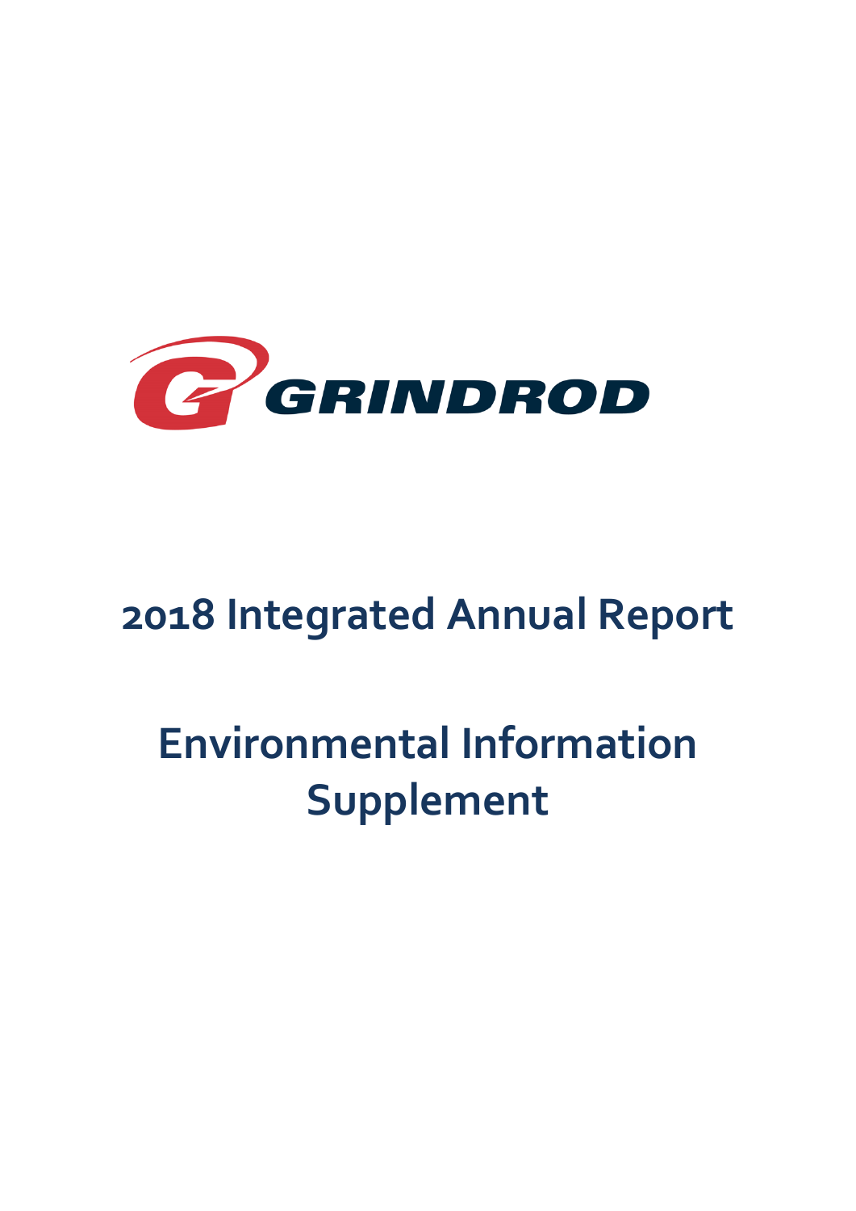GRINDROD

# 2018 Integrated Annual Report

# Environmental Information Supplement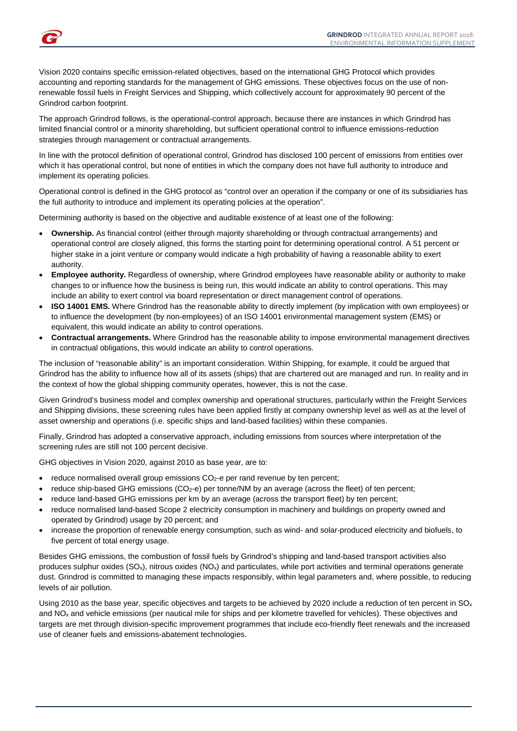Vision 2020 contains specific emission-related objectives, based on the international GHG Protocol which provides accounting and reporting standards for the management of GHG emissions. These objectives focus on the use of non-renewable fossil fuels in Freight Services and Shipping, which collectively account for approximately 90 percent of the Grindrod carbon footprint.

The approach Grindrod follows, is the operational-control approach, because there are instances in which Grindrod has limited financial control or a minority shareholding, but sufficient operational control to influence emissions-reduction strategies through management or contractual arrangements.

In line with the protocol definition of operational control, Grindrod has disclosed 100 percent of emissions from entities over which it has operational control, but none of entities in which the company does not have full authority to introduce and implement its operating policies.

Operational control is defined in the GHG protocol as "control over an operation if the company or one of its subsidiaries has the full authority to introduce and implement its operating policies at the operation".

Determining authority is based on the objective and auditable existence of at least one of the following:

- **Ownership.** As financial control (either through majority shareholding or through contractual arrangements) and operational control are closely aligned, this forms the starting point for determining operational control. A 51 percent or higher stake in a joint venture or company would indicate a high probability of having a reasonable ability to exert authority.
- **Employee authority.** Regardless of ownership, where Grindrod employees have reasonable ability or authority to make changes to or influence how the business is being run, this would indicate an ability to control operations. This may include an ability to exert control via board representation or direct management control of operations.
- **ISO 14001 EMS.** Where Grindrod has the reasonable ability to directly implement (by implication with own employees) or to influence the development (by non-employees) of an ISO 14001 environmental management system (EMS) or equivalent, this would indicate an ability to control operations.
- **Contractual arrangements.** Where Grindrod has the reasonable ability to impose environmental management directives in contractual obligations, this would indicate an ability to control operations.

The inclusion of "reasonable ability" is an important consideration. Within Shipping, for example, it could be argued that Grindrod has the ability to influence how all of its assets (ships) that are chartered out are managed and run. In reality and in the context of how the global shipping community operates, however, this is not the case.

Given Grindrod's business model and complex ownership and operational structures, particularly within the Freight Services and Shipping divisions, these screening rules have been applied firstly at company ownership level as well as at the level of asset ownership and operations (i.e. specific ships and land-based facilities) within these companies.

Finally, Grindrod has adopted a conservative approach, including emissions from sources where interpretation of the screening rules are still not 100 percent decisive.

GHG objectives in Vision 2020, against 2010 as base year, are to:

- reduce normalised overall group emissions $CO_2$-e per rand revenue by ten percent;
- reduce ship-based GHG emissions ($CO_2$-e) per tonne/NM by an average (across the fleet) of ten percent;
- reduce land-based GHG emissions per km by an average (across the transport fleet) by ten percent;
- reduce normalised land-based Scope 2 electricity consumption in machinery and buildings on property owned and operated by Grindrod) usage by 20 percent; and
- increase the proportion of renewable energy consumption, such as wind- and solar-produced electricity and biofuels, to five percent of total energy usage.

Besides GHG emissions, the combustion of fossil fuels by Grindrod's shipping and land-based transport activities also produces sulphur oxides ($SO_x$), nitrous oxides ($NO_x$) and particulates, while port activities and terminal operations generate dust. Grindrod is committed to managing these impacts responsibly, within legal parameters and, where possible, to reducing levels of air pollution.

Using 2010 as the base year, specific objectives and targets to be achieved by 2020 include a reduction of ten percent in $SO_x$ and $NO_x$ and vehicle emissions (per nautical mile for ships and per kilometre travelled for vehicles). These objectives and targets are met through division-specific improvement programmes that include eco-friendly fleet renewals and the increased use of cleaner fuels and emissions-abatement technologies.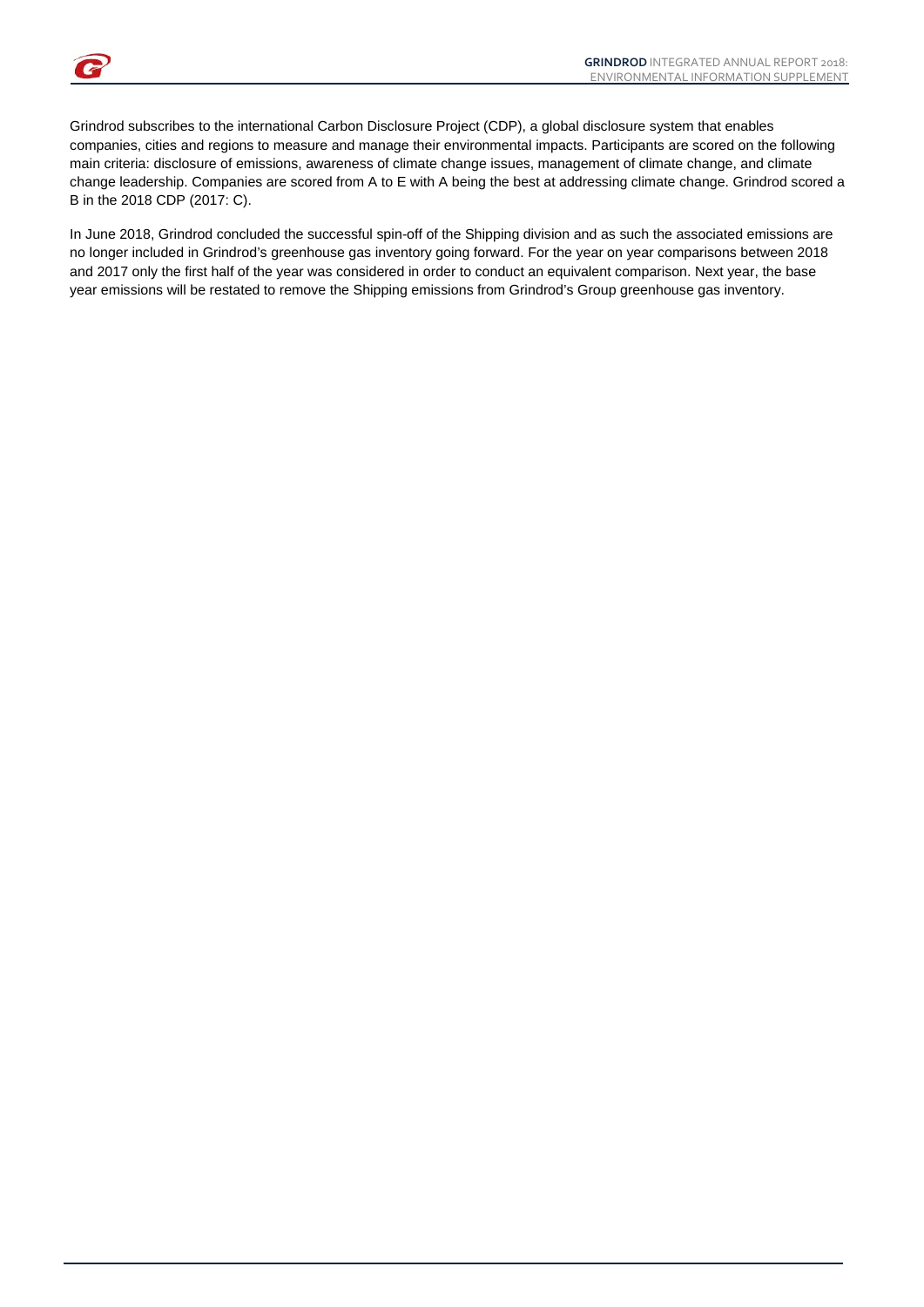Grindrod subscribes to the international Carbon Disclosure Project (CDP), a global disclosure system that enables companies, cities and regions to measure and manage their environmental impacts. Participants are scored on the following main criteria: disclosure of emissions, awareness of climate change issues, management of climate change, and climate change leadership. Companies are scored from A to E with A being the best at addressing climate change. Grindrod scored a B in the 2018 CDP (2017: C).

In June 2018, Grindrod concluded the successful spin-off of the Shipping division and as such the associated emissions are no longer included in Grindrod's greenhouse gas inventory going forward. For the year on year comparisons between 2018 and 2017 only the first half of the year was considered in order to conduct an equivalent comparison. Next year, the base year emissions will be restated to remove the Shipping emissions from Grindrod's Group greenhouse gas inventory.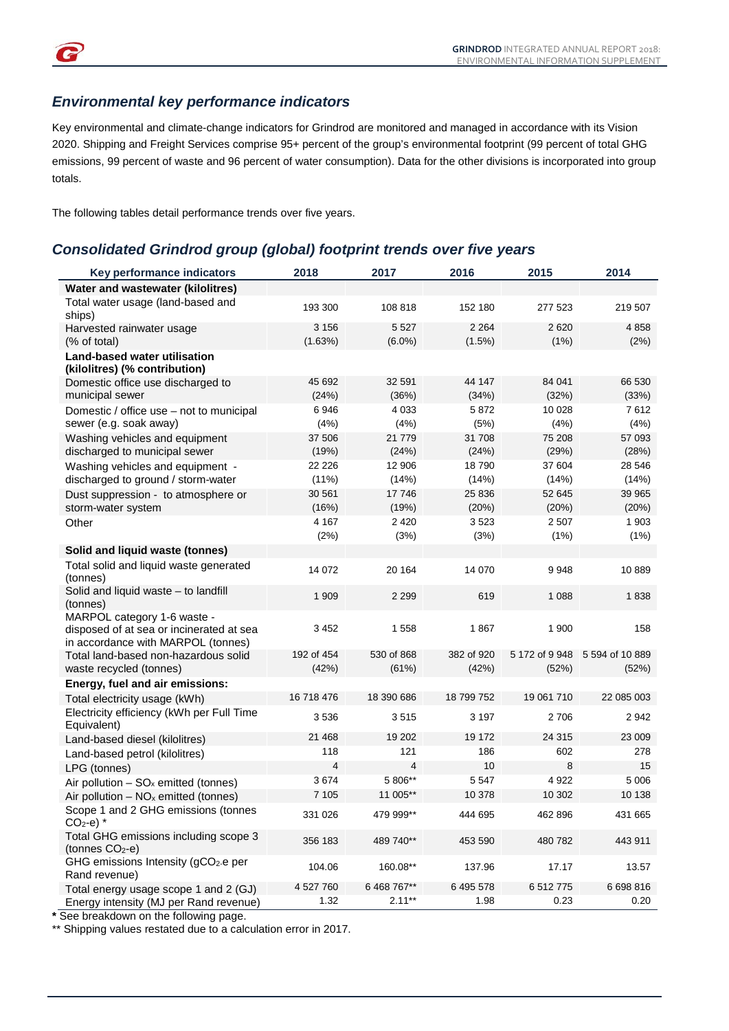## Environmental key performance indicators

Key environmental and climate-change indicators for Grindrod are monitored and managed in accordance with its Vision 2020. Shipping and Freight Services comprise 95+ percent of the group's environmental footprint (99 percent of total GHG emissions, 99 percent of waste and 96 percent of water consumption). Data for the other divisions is incorporated into group totals.

The following tables detail performance trends over five years.

## Consolidated Grindrod group (global) footprint trends over five years

| Key performance indicators | 2018 | 2017 | 2016 | 2015 | 2014 |
|---|---|---|---|---|---|
| **Water and wastewater (kilolitres)** | | | | | |
| Total water usage (land-based and ships) | 193 300 | 108 818 | 152 180 | 277 523 | 219 507 |
| Harvested rainwater usage (% of total) | 3 156 (1.63%) | 5 527 (6.0%) | 2 264 (1.5%) | 2 620 (1%) | 4 858 (2%) |
| **Land-based water utilisation (kilolitres) (% contribution)** | | | | | |
| Domestic office use discharged to municipal sewer | 45 692 (24%) | 32 591 (36%) | 44 147 (34%) | 84 041 (32%) | 66 530 (33%) |
| Domestic / office use – not to municipal sewer (e.g. soak away) | 6 946 (4%) | 4 033 (4%) | 5 872 (5%) | 10 028 (4%) | 7 612 (4%) |
| Washing vehicles and equipment discharged to municipal sewer | 37 506 (19%) | 21 779 (24%) | 31 708 (24%) | 75 208 (29%) | 57 093 (28%) |
| Washing vehicles and equipment - discharged to ground / storm-water | 22 226 (11%) | 12 906 (14%) | 18 790 (14%) | 37 604 (14%) | 28 546 (14%) |
| Dust suppression - to atmosphere or storm-water system | 30 561 (16%) | 17 746 (19%) | 25 836 (20%) | 52 645 (20%) | 39 965 (20%) |
| Other | 4 167 (2%) | 2 420 (3%) | 3 523 (3%) | 2 507 (1%) | 1 903 (1%) |
| **Solid and liquid waste (tonnes)** | | | | | |
| Total solid and liquid waste generated (tonnes) | 14 072 | 20 164 | 14 070 | 9 948 | 10 889 |
| Solid and liquid waste – to landfill (tonnes) | 1 909 | 2 299 | 619 | 1 088 | 1 838 |
| MARPOL category 1-6 waste - disposed of at sea or incinerated at sea in accordance with MARPOL (tonnes) | 3 452 | 1 558 | 1 867 | 1 900 | 158 |
| Total land-based non-hazardous solid waste recycled (tonnes) | 192 of 454 (42%) | 530 of 868 (61%) | 382 of 920 (42%) | 5 172 of 9 948 (52%) | 5 594 of 10 889 (52%) |
| **Energy, fuel and air emissions:** | | | | | |
| Total electricity usage (kWh) | 16 718 476 | 18 390 686 | 18 799 752 | 19 061 710 | 22 085 003 |
| Electricity efficiency (kWh per Full Time Equivalent) | 3 536 | 3 515 | 3 197 | 2 706 | 2 942 |
| Land-based diesel (kilolitres) | 21 468 | 19 202 | 19 172 | 24 315 | 23 009 |
| Land-based petrol (kilolitres) | 118 | 121 | 186 | 602 | 278 |
| LPG (tonnes) | 4 | 4 | 10 | 8 | 15 |
| Air pollution – $SO_x$ emitted (tonnes) | 3 674 | 5 806** | 5 547 | 4 922 | 5 006 |
| Air pollution – $NO_x$ emitted (tonnes) | 7 105 | 11 005** | 10 378 | 10 302 | 10 138 |
| Scope 1 and 2 GHG emissions (tonnes $CO_2$-e) * | 331 026 | 479 999** | 444 695 | 462 896 | 431 665 |
| Total GHG emissions including scope 3 (tonnes $CO_2$-e) | 356 183 | 489 740** | 453 590 | 480 782 | 443 911 |
| GHG emissions Intensity (g$CO_2$-e per Rand revenue) | 104.06 | 160.08** | 137.96 | 17.17 | 13.57 |
| Total energy usage scope 1 and 2 (GJ) | 4 527 760 | 6 468 767** | 6 495 578 | 6 512 775 | 6 698 816 |
| Energy intensity (MJ per Rand revenue) | 1.32 | 2.11** | 1.98 | 0.23 | 0.20 |

**\*** See breakdown on the following page.

** Shipping values restated due to a calculation error in 2017.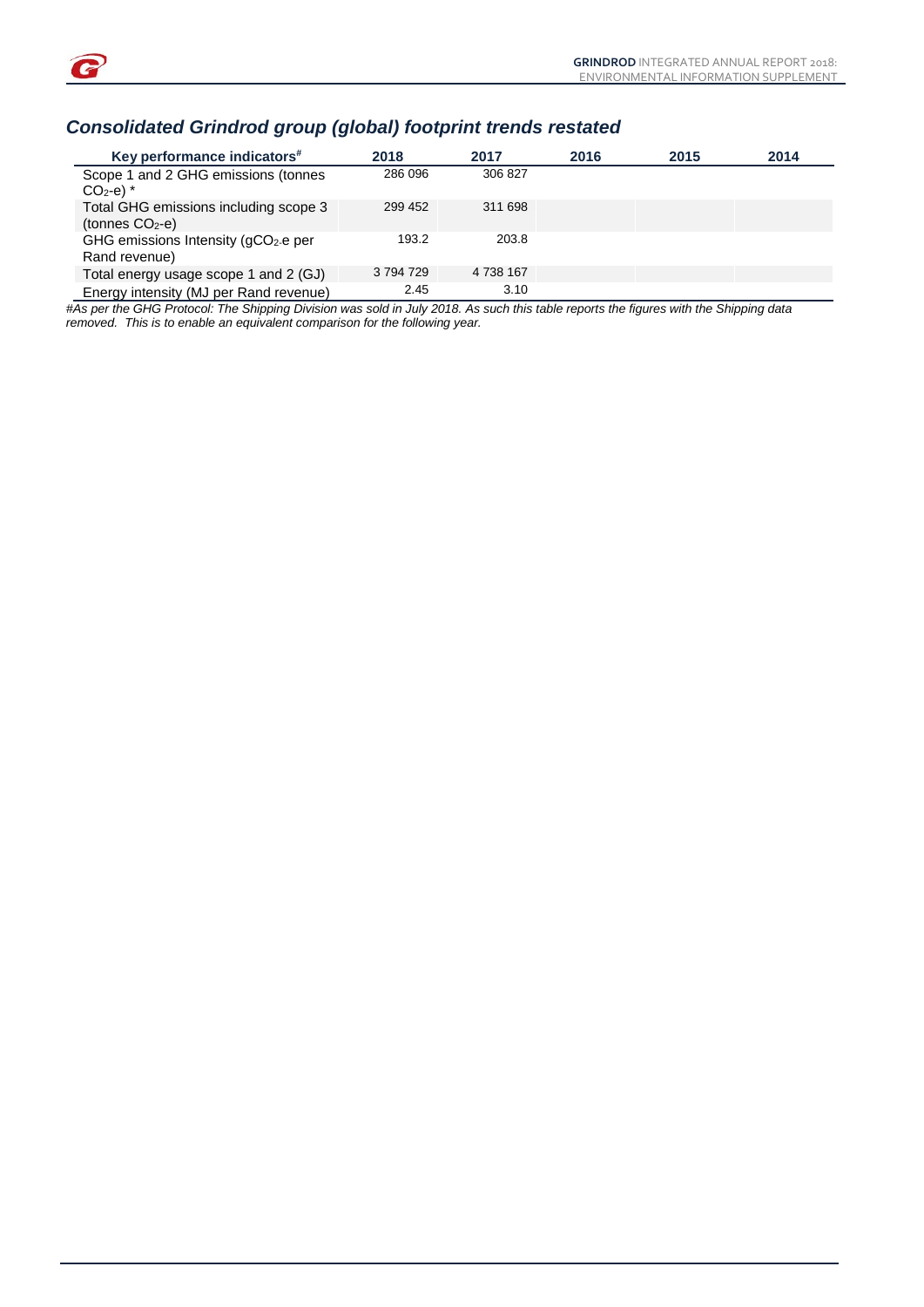## *Consolidated Grindrod group (global) footprint trends restated*

| Key performance indicators# | 2018 | 2017 | 2016 | 2015 | 2014 |
|---|---|---|---|---|---|
| Scope 1 and 2 GHG emissions (tonnes $CO_2$-e) * | 286 096 | 306 827 | | | |
| Total GHG emissions including scope 3 (tonnes $CO_2$-e) | 299 452 | 311 698 | | | |
| GHG emissions Intensity (g$CO_2$-e per Rand revenue) | 193.2 | 203.8 | | | |
| Total energy usage scope 1 and 2 (GJ) | 3 794 729 | 4 738 167 | | | |
| Energy intensity (MJ per Rand revenue) | 2.45 | 3.10 | | | |

*#As per the GHG Protocol: The Shipping Division was sold in July 2018. As such this table reports the figures with the Shipping data removed. This is to enable an equivalent comparison for the following year.*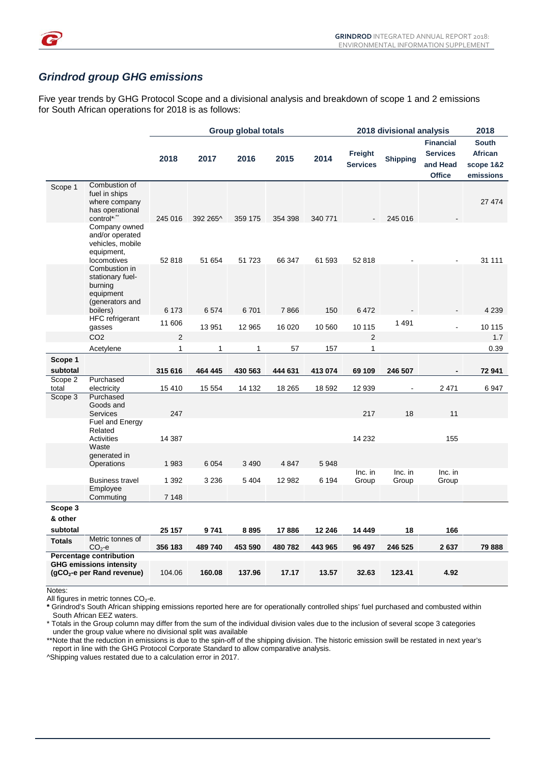## *Grindrod group GHG emissions*

Five year trends by GHG Protocol Scope and a divisional analysis and breakdown of scope 1 and 2 emissions for South African operations for 2018 is as follows:

| | | Group global totals | | | | | 2018 divisional analysis | | | 2018 |
|---|---|---|---|---|---|---|---|---|---|---|
| | | 2018 | 2017 | 2016 | 2015 | 2014 | Freight Services | Shipping | Financial Services and Head Office | South African scope 1&2 emissions |
| Scope 1 | Combustion of fuel in ships where company has operational control*,** | 245 016 | 392 265^ | 359 175 | 354 398 | 340 771 | - | 245 016 | - | 27 474 |
| | Company owned and/or operated vehicles, mobile equipment, locomotives | 52 818 | 51 654 | 51 723 | 66 347 | 61 593 | 52 818 | - | - | 31 111 |
| | Combustion in stationary fuel-burning equipment (generators and boilers) | 6 173 | 6 574 | 6 701 | 7 866 | 150 | 6 472 | - | - | 4 239 |
| | HFC refrigerant gasses | 11 606 | 13 951 | 12 965 | 16 020 | 10 560 | 10 115 | 1 491 | - | 10 115 |
| | $CO_2$ | 2 | | | | | 2 | | | 1.7 |
| | Acetylene | 1 | 1 | 1 | 57 | 157 | 1 | | | 0.39 |
| **Scope 1 subtotal** | | **315 616** | **464 445** | **430 563** | **444 631** | **413 074** | **69 109** | **246 507** | **-** | **72 941** |
| Scope 2 total | Purchased electricity | 15 410 | 15 554 | 14 132 | 18 265 | 18 592 | 12 939 | - | 2 471 | 6 947 |
| Scope 3 | Purchased Goods and Services | 247 | | | | | 217 | 18 | 11 | |
| | Fuel and Energy Related Activities | 14 387 | | | | | 14 232 | | 155 | |
| | Waste generated in Operations | 1 983 | 6 054 | 3 490 | 4 847 | 5 948 | | | | |
| | Business travel | 1 392 | 3 236 | 5 404 | 12 982 | 6 194 | Inc. in Group | Inc. in Group | Inc. in Group | |
| | Employee Commuting | 7 148 | | | | | | | | |
| **Scope 3 & other subtotal** | | **25 157** | **9 741** | **8 895** | **17 886** | **12 246** | **14 449** | **18** | **166** | |
| **Totals** | Metric tonnes of $CO_2$-e | **356 183** | **489 740** | **453 590** | **480 782** | **443 965** | **96 497** | **246 525** | **2 637** | **79 888** |
| **Percentage contribution** | | | | | | | | | | |
| **GHG emissions intensity ($gCO_2$-e per Rand revenue)** | | 104.06 | **160.08** | **137.96** | **17.17** | **13.57** | **32.63** | **123.41** | **4.92** | |

Notes:

All figures in metric tonnes $CO_2$-e.

**\*** Grindrod's South African shipping emissions reported here are for operationally controlled ships' fuel purchased and combusted within South African EEZ waters.

\* Totals in the Group column may differ from the sum of the individual division vales due to the inclusion of several scope 3 categories under the group value where no divisional split was available

\*\*Note that the reduction in emissions is due to the spin-off of the shipping division. The historic emission swill be restated in next year's report in line with the GHG Protocol Corporate Standard to allow comparative analysis.

^Shipping values restated due to a calculation error in 2017.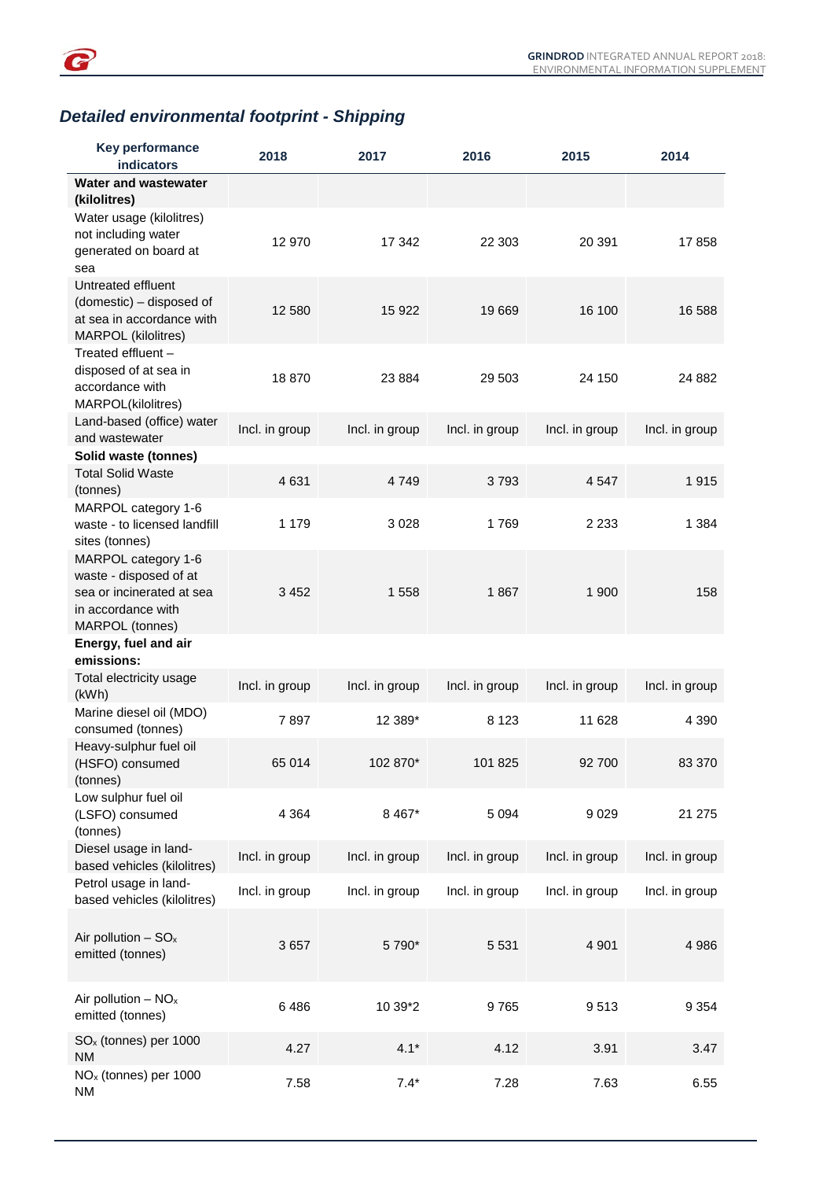## *Detailed environmental footprint - Shipping*

| Key performance indicators | 2018 | 2017 | 2016 | 2015 | 2014 |
|---|---|---|---|---|---|
| **Water and wastewater (kilolitres)** | | | | | |
| Water usage (kilolitres) not including water generated on board at sea | 12 970 | 17 342 | 22 303 | 20 391 | 17 858 |
| Untreated effluent (domestic) – disposed of at sea in accordance with MARPOL (kilolitres) | 12 580 | 15 922 | 19 669 | 16 100 | 16 588 |
| Treated effluent – disposed of at sea in accordance with MARPOL(kilolitres) | 18 870 | 23 884 | 29 503 | 24 150 | 24 882 |
| Land-based (office) water and wastewater | Incl. in group | Incl. in group | Incl. in group | Incl. in group | Incl. in group |
| **Solid waste (tonnes)** | | | | | |
| Total Solid Waste (tonnes) | 4 631 | 4 749 | 3 793 | 4 547 | 1 915 |
| MARPOL category 1-6 waste - to licensed landfill sites (tonnes) | 1 179 | 3 028 | 1 769 | 2 233 | 1 384 |
| MARPOL category 1-6 waste - disposed of at sea or incinerated at sea in accordance with MARPOL (tonnes) | 3 452 | 1 558 | 1 867 | 1 900 | 158 |
| **Energy, fuel and air emissions:** | | | | | |
| Total electricity usage (kWh) | Incl. in group | Incl. in group | Incl. in group | Incl. in group | Incl. in group |
| Marine diesel oil (MDO) consumed (tonnes) | 7 897 | 12 389* | 8 123 | 11 628 | 4 390 |
| Heavy-sulphur fuel oil (HSFO) consumed (tonnes) | 65 014 | 102 870* | 101 825 | 92 700 | 83 370 |
| Low sulphur fuel oil (LSFO) consumed (tonnes) | 4 364 | 8 467* | 5 094 | 9 029 | 21 275 |
| Diesel usage in land-based vehicles (kilolitres) | Incl. in group | Incl. in group | Incl. in group | Incl. in group | Incl. in group |
| Petrol usage in land-based vehicles (kilolitres) | Incl. in group | Incl. in group | Incl. in group | Incl. in group | Incl. in group |
| Air pollution – $SO_x$ emitted (tonnes) | 3 657 | 5 790* | 5 531 | 4 901 | 4 986 |
| Air pollution – $NO_x$ emitted (tonnes) | 6 486 | 10 39*2 | 9 765 | 9 513 | 9 354 |
| $SO_x$ (tonnes) per 1000 NM | 4.27 | 4.1* | 4.12 | 3.91 | 3.47 |
| $NO_x$ (tonnes) per 1000 NM | 7.58 | 7.4* | 7.28 | 7.63 | 6.55 |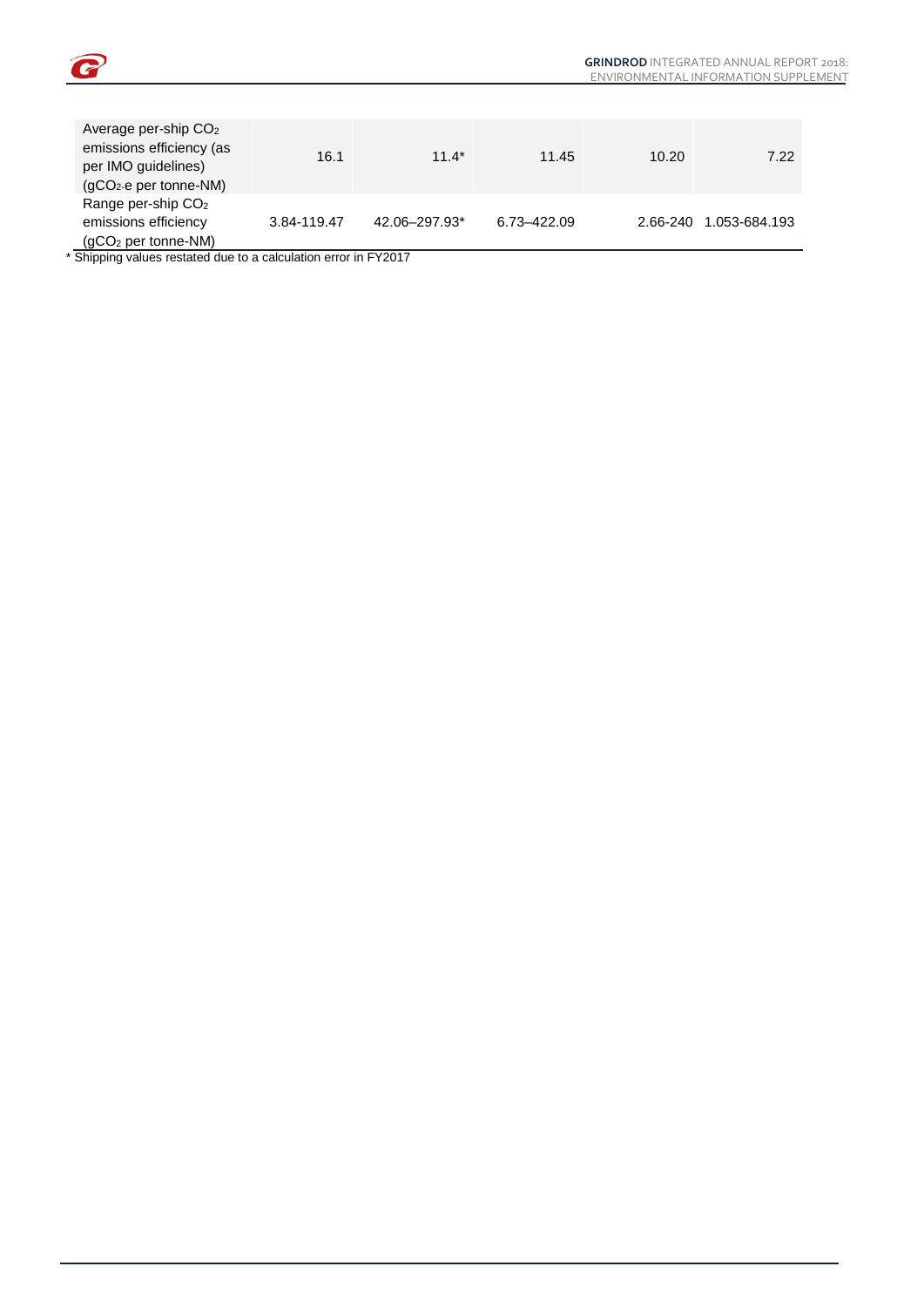| | | | | | |
|---|---|---|---|---|---|
| Average per-ship $CO_2$ emissions efficiency (as per IMO guidelines) ($gCO_{2}e$ per tonne-NM) | 16.1 | 11.4* | 11.45 | 10.20 | 7.22 |
| Range per-ship $CO_2$ emissions efficiency ($gCO_2$ per tonne-NM) | 3.84-119.47 | 42.06–297.93* | 6.73–422.09 | 2.66-240 | 1.053-684.193 |

* Shipping values restated due to a calculation error in FY2017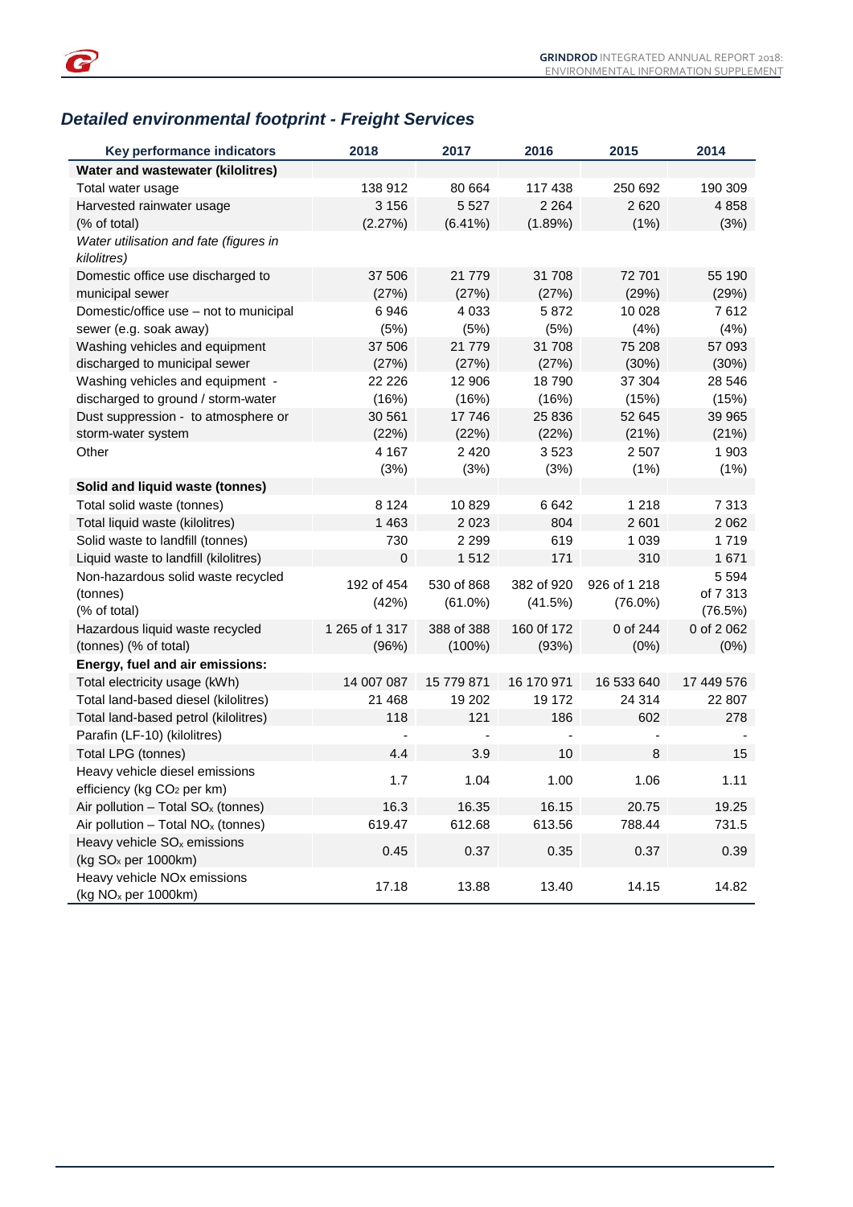## *Detailed environmental footprint - Freight Services*

| Key performance indicators | 2018 | 2017 | 2016 | 2015 | 2014 |
|---|---|---|---|---|---|
| **Water and wastewater (kilolitres)** | | | | | |
| Total water usage | 138 912 | 80 664 | 117 438 | 250 692 | 190 309 |
| Harvested rainwater usage (% of total) | 3 156 (2.27%) | 5 527 (6.41%) | 2 264 (1.89%) | 2 620 (1%) | 4 858 (3%) |
| *Water utilisation and fate (figures in kilolitres)* | | | | | |
| Domestic office use discharged to municipal sewer | 37 506 (27%) | 21 779 (27%) | 31 708 (27%) | 72 701 (29%) | 55 190 (29%) |
| Domestic/office use – not to municipal sewer (e.g. soak away) | 6 946 (5%) | 4 033 (5%) | 5 872 (5%) | 10 028 (4%) | 7 612 (4%) |
| Washing vehicles and equipment discharged to municipal sewer | 37 506 (27%) | 21 779 (27%) | 31 708 (27%) | 75 208 (30%) | 57 093 (30%) |
| Washing vehicles and equipment - discharged to ground / storm-water | 22 226 (16%) | 12 906 (16%) | 18 790 (16%) | 37 304 (15%) | 28 546 (15%) |
| Dust suppression - to atmosphere or storm-water system | 30 561 (22%) | 17 746 (22%) | 25 836 (22%) | 52 645 (21%) | 39 965 (21%) |
| Other | 4 167 (3%) | 2 420 (3%) | 3 523 (3%) | 2 507 (1%) | 1 903 (1%) |
| **Solid and liquid waste (tonnes)** | | | | | |
| Total solid waste (tonnes) | 8 124 | 10 829 | 6 642 | 1 218 | 7 313 |
| Total liquid waste (kilolitres) | 1 463 | 2 023 | 804 | 2 601 | 2 062 |
| Solid waste to landfill (tonnes) | 730 | 2 299 | 619 | 1 039 | 1 719 |
| Liquid waste to landfill (kilolitres) | 0 | 1 512 | 171 | 310 | 1 671 |
| Non-hazardous solid waste recycled (tonnes) (% of total) | 192 of 454 (42%) | 530 of 868 (61.0%) | 382 of 920 (41.5%) | 926 of 1 218 (76.0%) | 5 594 of 7 313 (76.5%) |
| Hazardous liquid waste recycled (tonnes) (% of total) | 1 265 of 1 317 (96%) | 388 of 388 (100%) | 160 0f 172 (93%) | 0 of 244 (0%) | 0 of 2 062 (0%) |
| **Energy, fuel and air emissions:** | | | | | |
| Total electricity usage (kWh) | 14 007 087 | 15 779 871 | 16 170 971 | 16 533 640 | 17 449 576 |
| Total land-based diesel (kilolitres) | 21 468 | 19 202 | 19 172 | 24 314 | 22 807 |
| Total land-based petrol (kilolitres) | 118 | 121 | 186 | 602 | 278 |
| Parafin (LF-10) (kilolitres) | - | - | - | - | - |
| Total LPG (tonnes) | 4.4 | 3.9 | 10 | 8 | 15 |
| Heavy vehicle diesel emissions efficiency (kg $CO_2$ per km) | 1.7 | 1.04 | 1.00 | 1.06 | 1.11 |
| Air pollution – Total $SO_x$ (tonnes) | 16.3 | 16.35 | 16.15 | 20.75 | 19.25 |
| Air pollution – Total $NO_x$ (tonnes) | 619.47 | 612.68 | 613.56 | 788.44 | 731.5 |
| Heavy vehicle $SO_x$ emissions (kg $SO_x$ per 1000km) | 0.45 | 0.37 | 0.35 | 0.37 | 0.39 |
| Heavy vehicle NOx emissions (kg $NO_x$ per 1000km) | 17.18 | 13.88 | 13.40 | 14.15 | 14.82 |